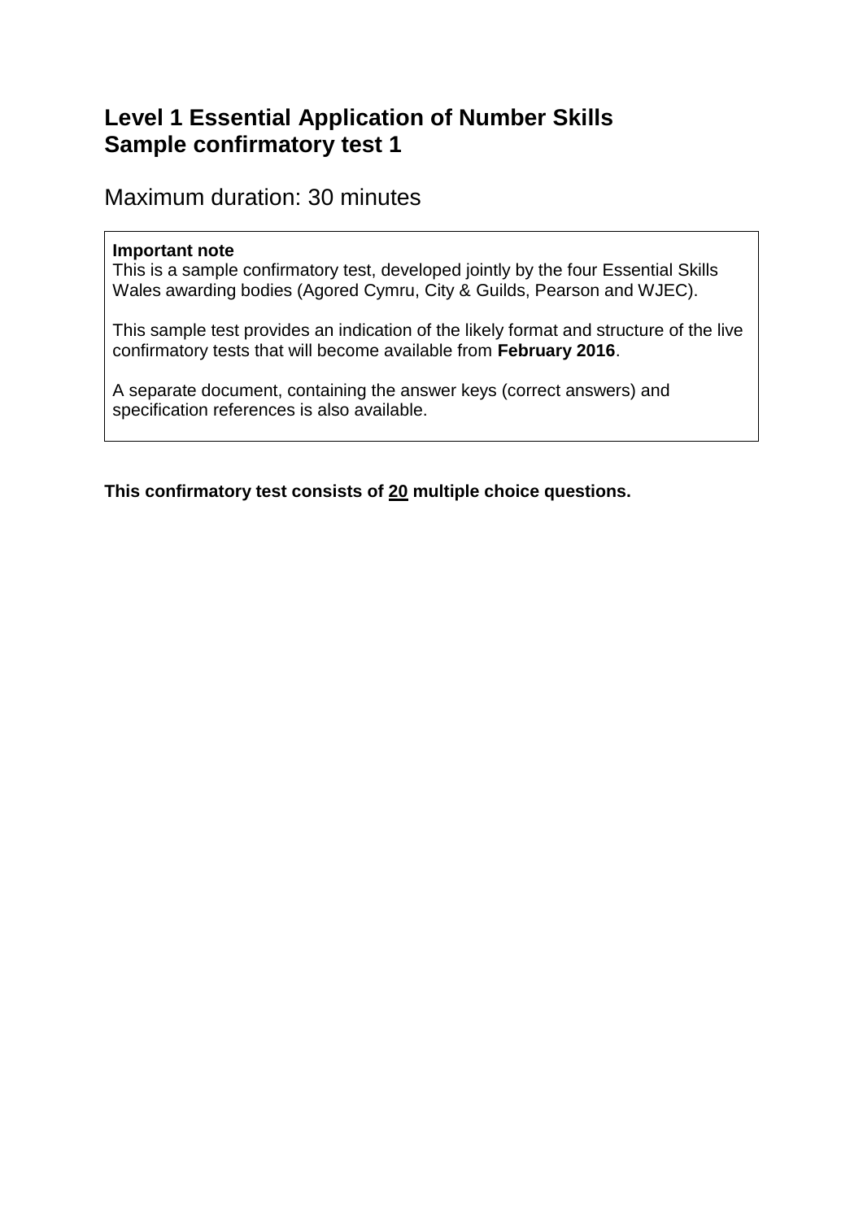# Level 1 Essential Application of Number Skills
# Sample confirmatory test 1

## Maximum duration: 30 minutes

**Important note**
This is a sample confirmatory test, developed jointly by the four Essential Skills Wales awarding bodies (Agored Cymru, City & Guilds, Pearson and WJEC).

This sample test provides an indication of the likely format and structure of the live confirmatory tests that will become available from **February 2016**.

A separate document, containing the answer keys (correct answers) and specification references is also available.

**This confirmatory test consists of <u>20</u> multiple choice questions.**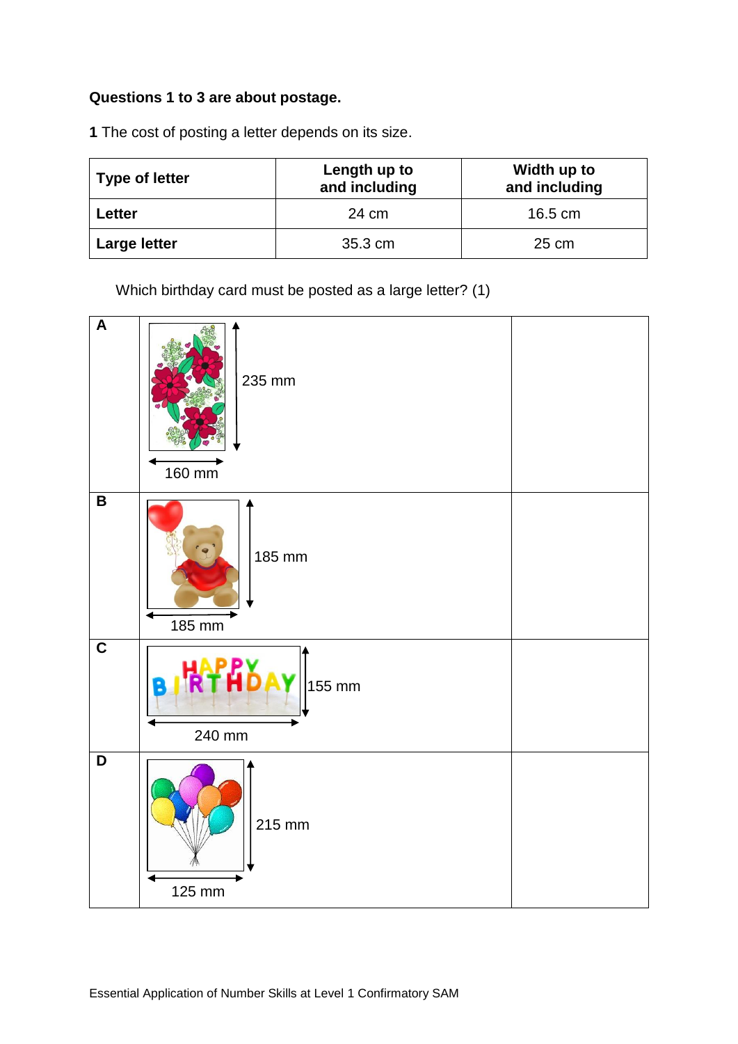**Questions 1 to 3 are about postage.**

**1** The cost of posting a letter depends on its size.

| Type of letter | Length up to and including | Width up to and including |
|---|---|---|
| **Letter** | 24 cm | 16.5 cm |
| **Large letter** | 35.3 cm | 25 cm |

Which birthday card must be posted as a large letter? (1)

| | | |
|---|---|---|
| **A** | 235 mm<br>160 mm | |
| **B** | 185 mm<br>185 mm | |
| **C** | 155 mm<br>240 mm | |
| **D** | 215 mm<br>125 mm | |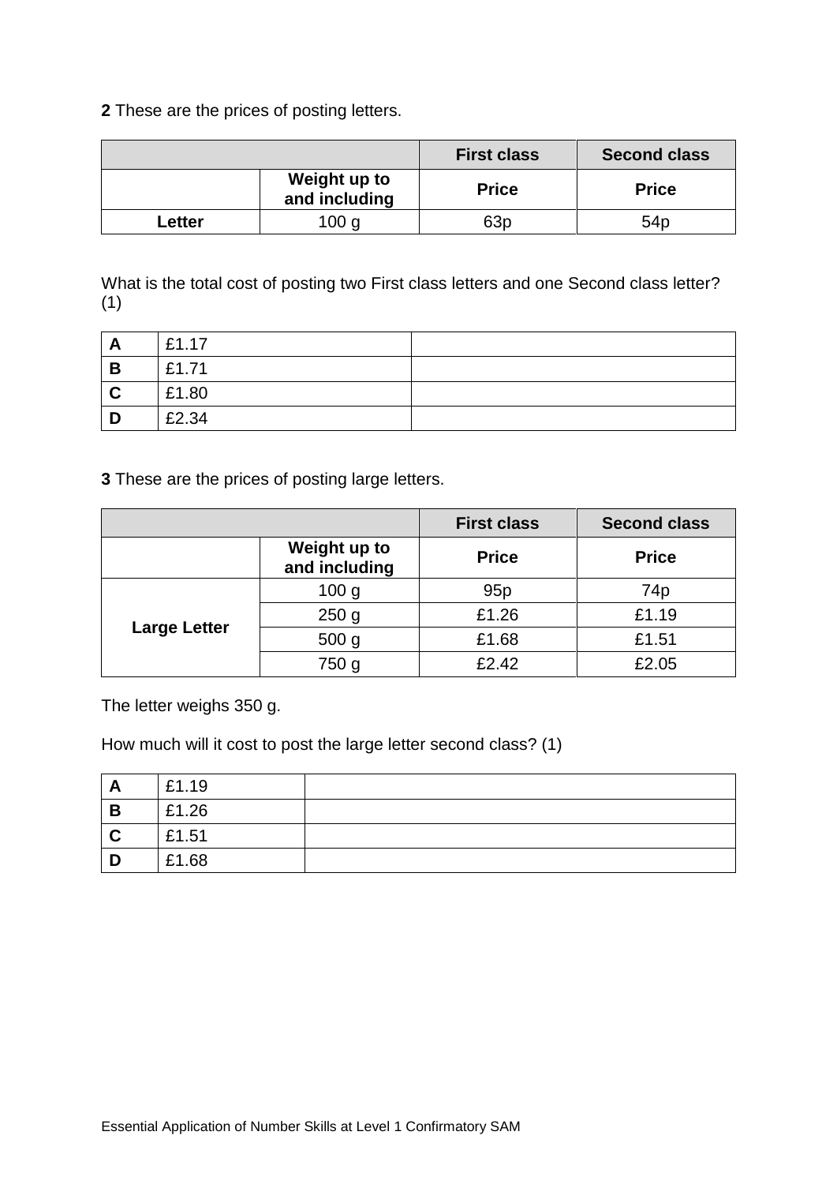**2** These are the prices of posting letters.

| | | First class | Second class |
|---|---|---|---|
| | Weight up to and including | Price | Price |
| Letter | 100 g | 63p | 54p |

What is the total cost of posting two First class letters and one Second class letter? (1)

| | | |
|---|---|---|
| A | £1.17 | |
| B | £1.71 | |
| C | £1.80 | |
| D | £2.34 | |

**3** These are the prices of posting large letters.

| | | First class | Second class |
|---|---|---|---|
| | Weight up to and including | Price | Price |
| Large Letter | 100 g | 95p | 74p |
| | 250 g | £1.26 | £1.19 |
| | 500 g | £1.68 | £1.51 |
| | 750 g | £2.42 | £2.05 |

The letter weighs 350 g.

How much will it cost to post the large letter second class? (1)

| | | |
|---|---|---|
| A | £1.19 | |
| B | £1.26 | |
| C | £1.51 | |
| D | £1.68 | |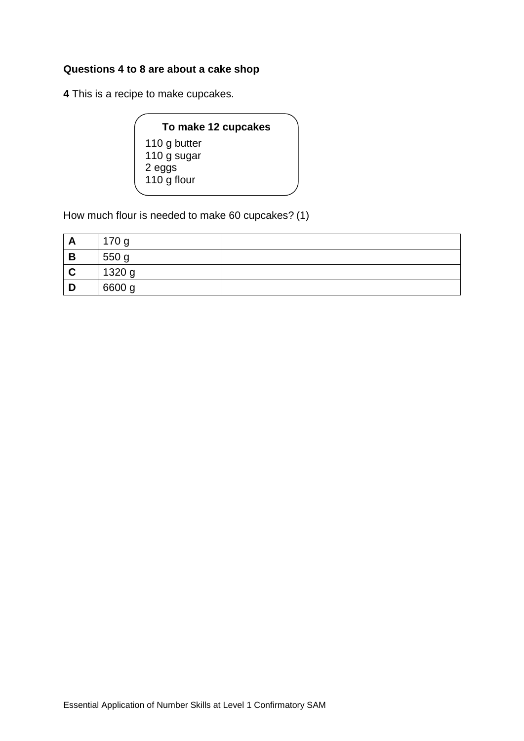**Questions 4 to 8 are about a cake shop**

**4** This is a recipe to make cupcakes.

**To make 12 cupcakes**

110 g butter
110 g sugar
2 eggs
110 g flour

How much flour is needed to make 60 cupcakes? (1)

| | | |
|---|---|---|
| **A** | 170 g | |
| **B** | 550 g | |
| **C** | 1320 g | |
| **D** | 6600 g | |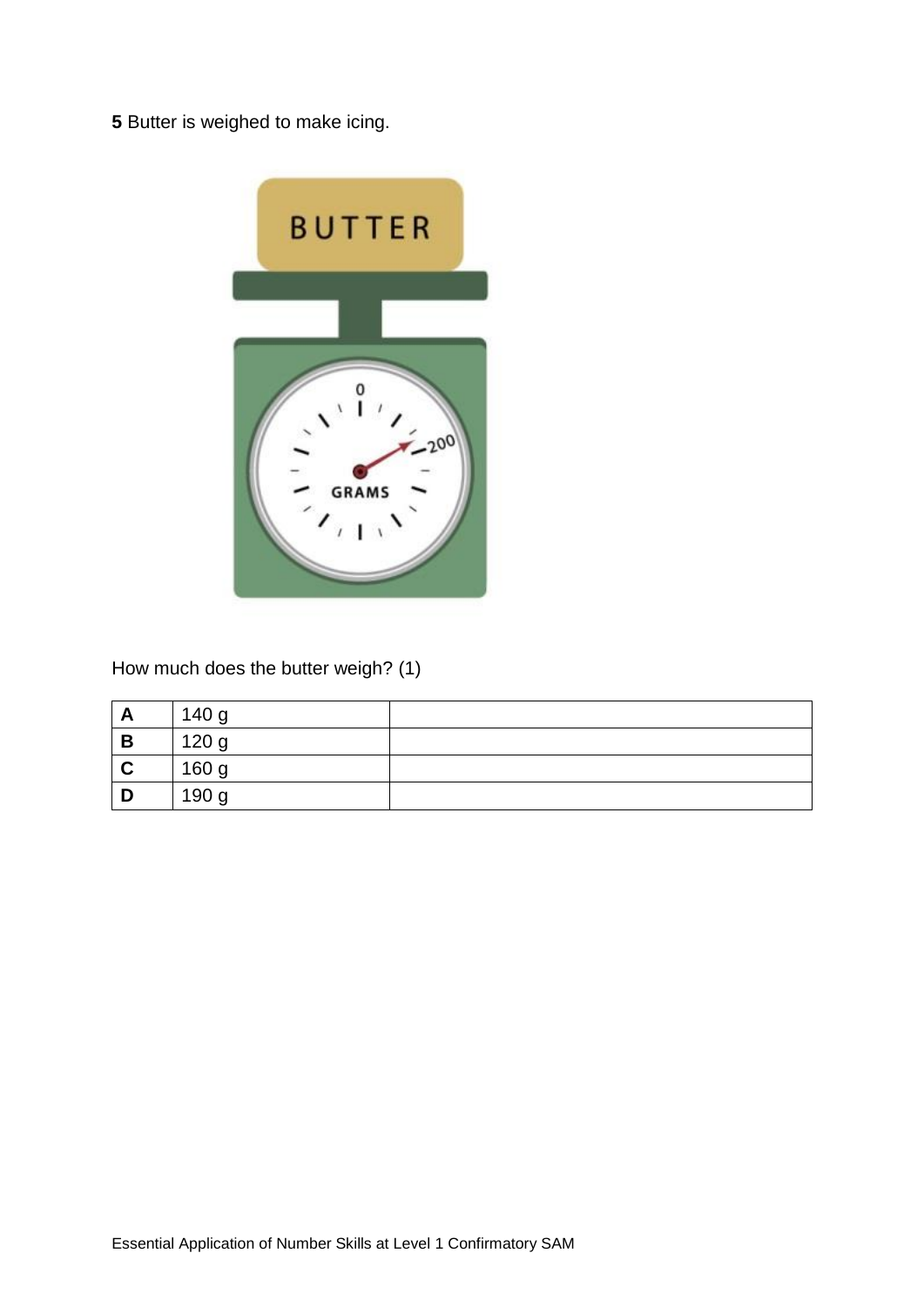**5** Butter is weighed to make icing.

How much does the butter weigh? (1)

| | | |
|---|---|---|
| **A** | 140 g | |
| **B** | 120 g | |
| **C** | 160 g | |
| **D** | 190 g | |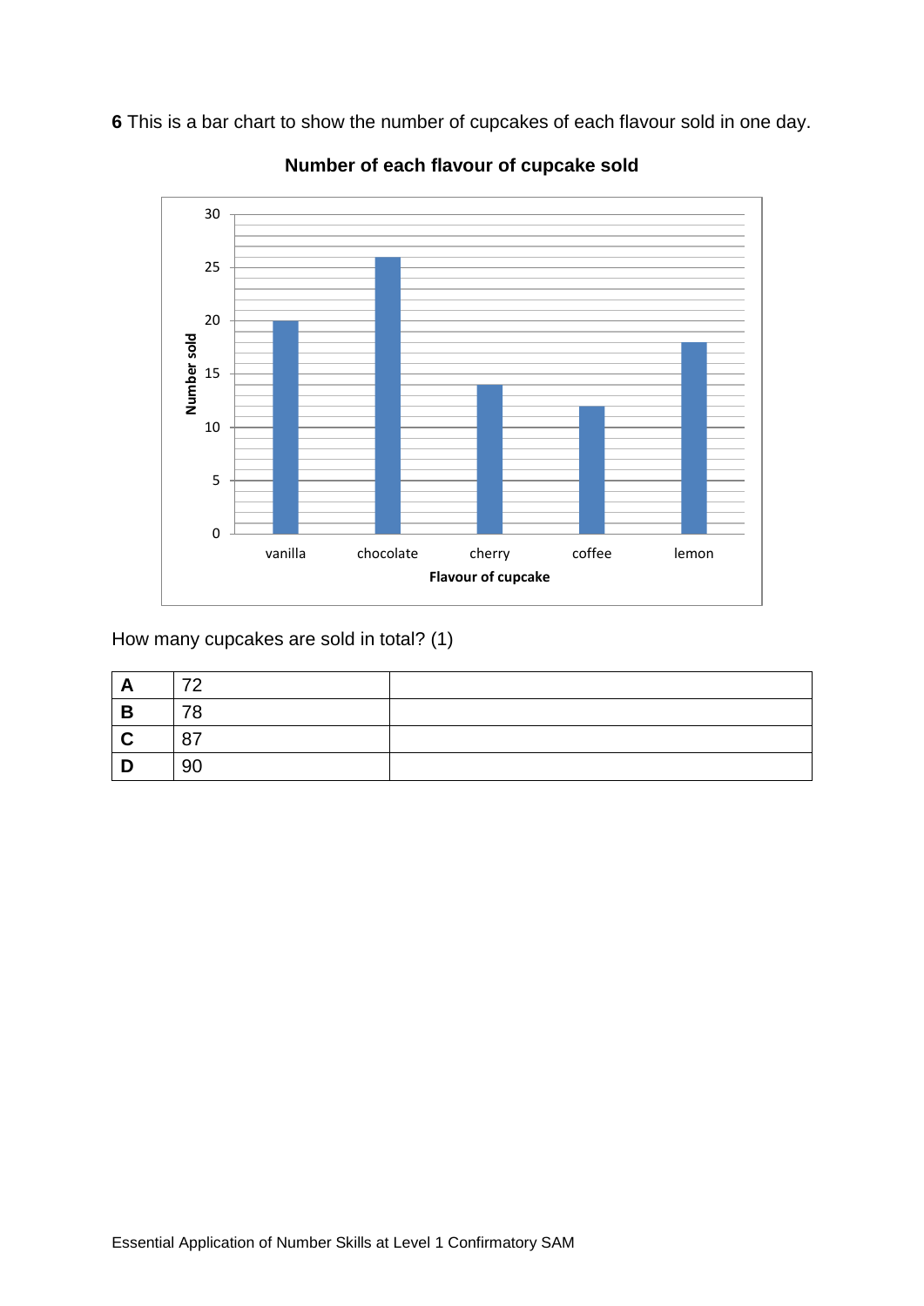**6** This is a bar chart to show the number of cupcakes of each flavour sold in one day.

**Number of each flavour of cupcake sold**

How many cupcakes are sold in total? (1)

| | | |
|---|---|---|
| **A** | 72 | |
| **B** | 78 | |
| **C** | 87 | |
| **D** | 90 | |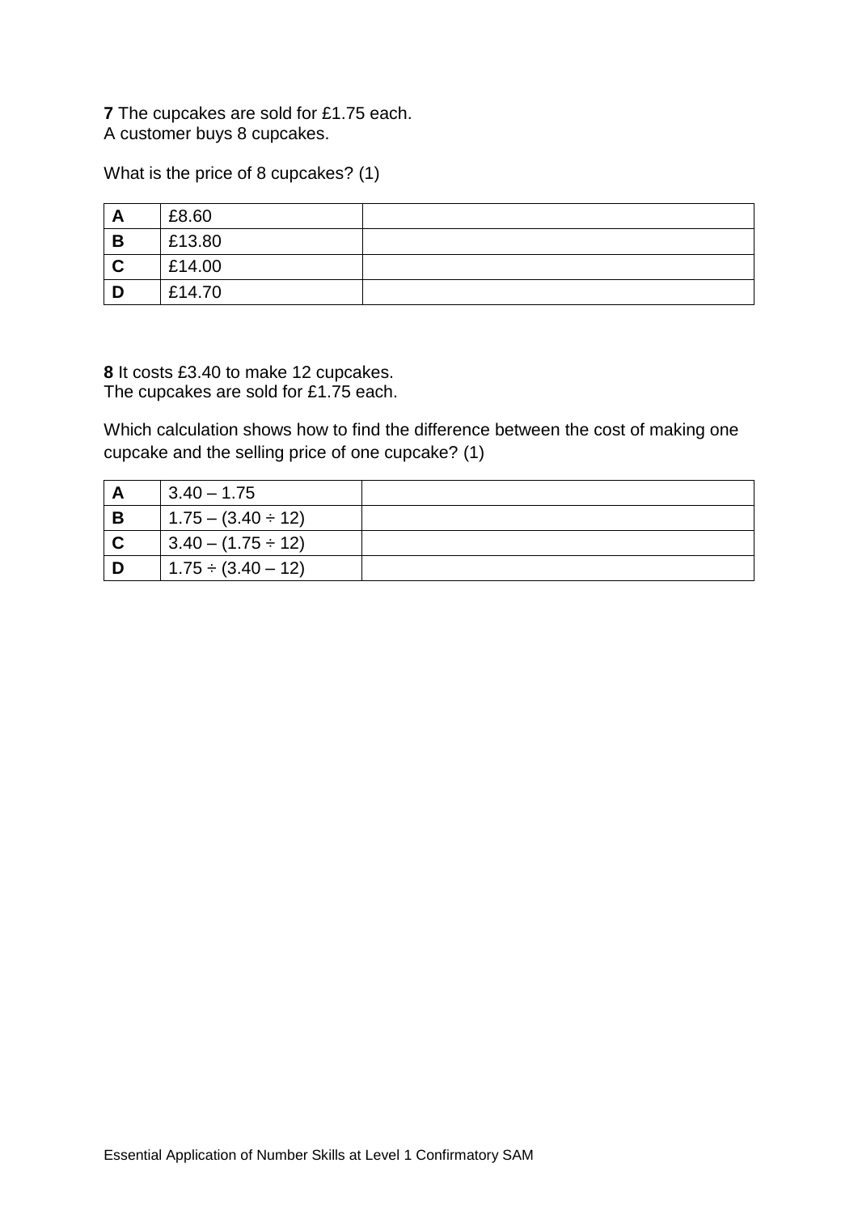**7** The cupcakes are sold for £1.75 each.
A customer buys 8 cupcakes.

What is the price of 8 cupcakes? (1)

| | | |
|---|---|---|
| **A** | £8.60 | |
| **B** | £13.80 | |
| **C** | £14.00 | |
| **D** | £14.70 | |

**8** It costs £3.40 to make 12 cupcakes.
The cupcakes are sold for £1.75 each.

Which calculation shows how to find the difference between the cost of making one cupcake and the selling price of one cupcake? (1)

| | | |
|---|---|---|
| **A** | $3.40 - 1.75$ | |
| **B** | $1.75 - (3.40 \div 12)$ | |
| **C** | $3.40 - (1.75 \div 12)$ | |
| **D** | $1.75 \div (3.40 - 12)$ | |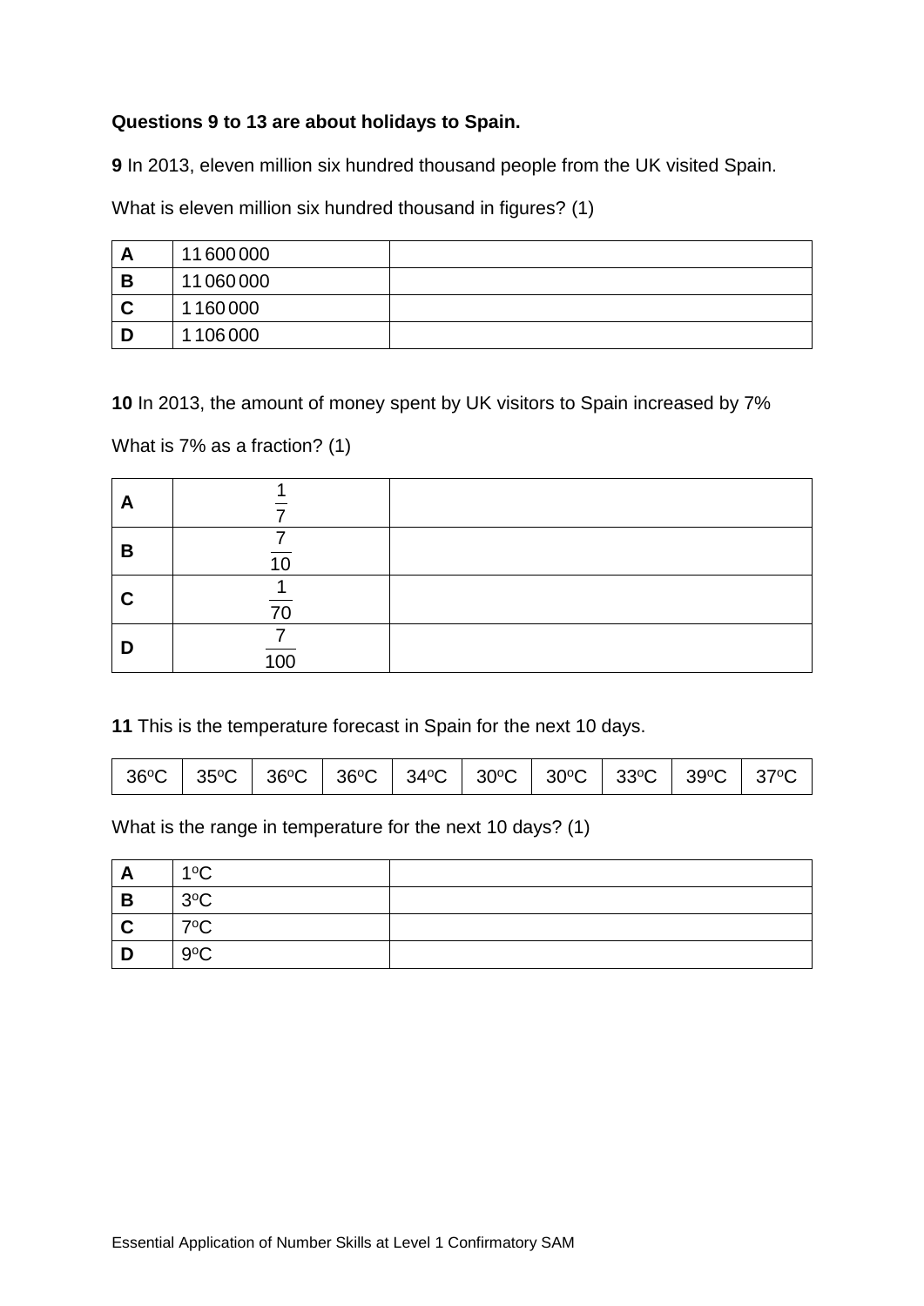**Questions 9 to 13 are about holidays to Spain.**

**9** In 2013, eleven million six hundred thousand people from the UK visited Spain.

What is eleven million six hundred thousand in figures? (1)

| | | |
|---|---|---|
| **A** | 11 600 000 | |
| **B** | 11 060 000 | |
| **C** | 1 160 000 | |
| **D** | 1 106 000 | |

**10** In 2013, the amount of money spent by UK visitors to Spain increased by 7%

What is 7% as a fraction? (1)

| | | |
|---|---|---|
| **A** | $\frac{1}{7}$ | |
| **B** | $\frac{7}{10}$ | |
| **C** | $\frac{1}{70}$ | |
| **D** | $\frac{7}{100}$ | |

**11** This is the temperature forecast in Spain for the next 10 days.

| | | | | | | | | | |
|---|---|---|---|---|---|---|---|---|---|
| 36ºC | 35ºC | 36ºC | 36ºC | 34ºC | 30ºC | 30ºC | 33ºC | 39ºC | 37ºC |

What is the range in temperature for the next 10 days? (1)

| | | |
|---|---|---|
| **A** | 1ºC | |
| **B** | 3ºC | |
| **C** | 7ºC | |
| **D** | 9ºC | |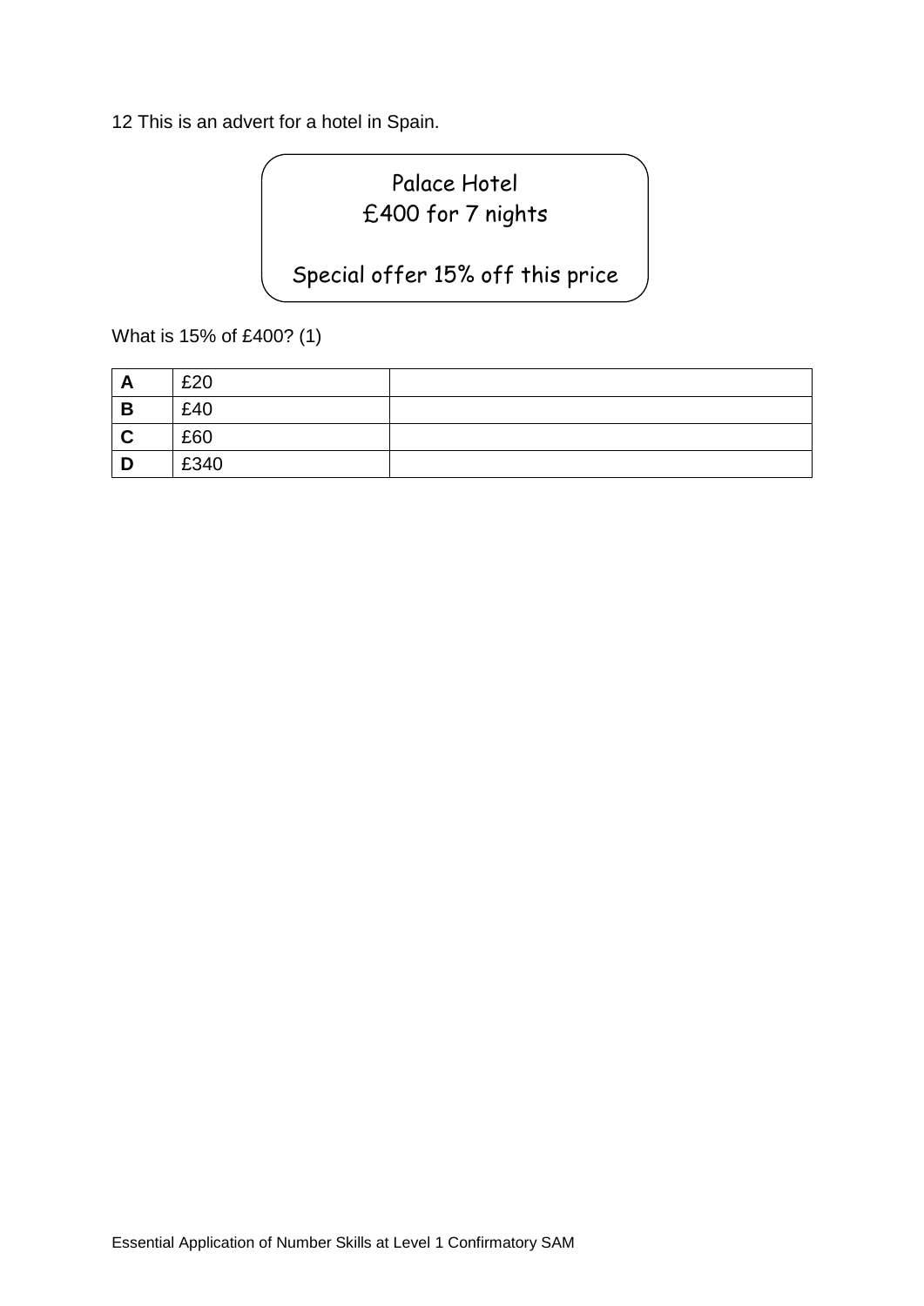12 This is an advert for a hotel in Spain.

> Palace Hotel
> £400 for 7 nights
>
> Special offer 15% off this price

What is 15% of £400? (1)

| | | |
|---|---|---|
| **A** | £20 | |
| **B** | £40 | |
| **C** | £60 | |
| **D** | £340 | |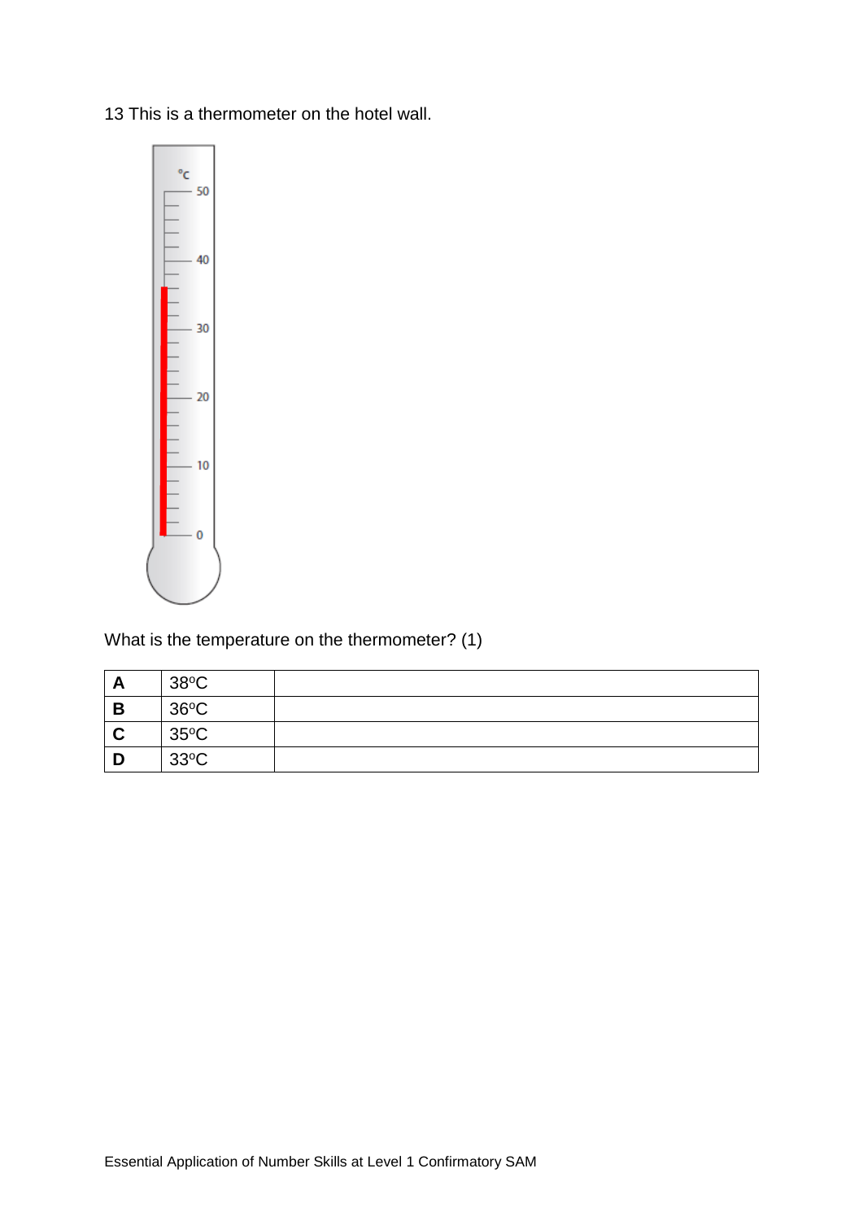13 This is a thermometer on the hotel wall.

What is the temperature on the thermometer? (1)

| | | |
|---|---|---|
| **A** | 38°C | |
| **B** | 36°C | |
| **C** | 35°C | |
| **D** | 33°C | |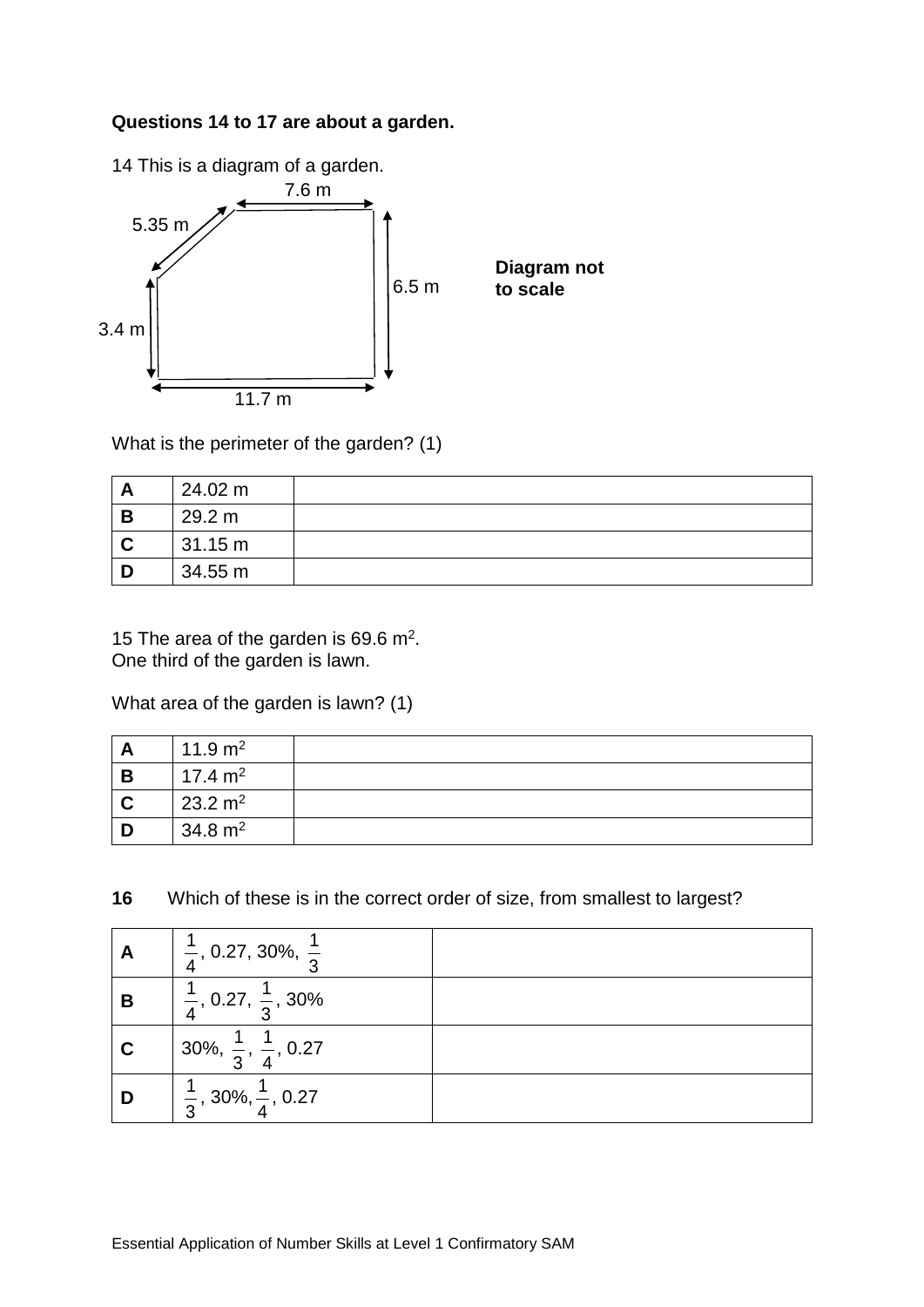**Questions 14 to 17 are about a garden.**

14 This is a diagram of a garden.

7.6 m

5.35 m

6.5 m

3.4 m

11.7 m

**Diagram not to scale**

What is the perimeter of the garden? (1)

| A | 24.02 m | |
|---|---|---|
| B | 29.2 m | |
| C | 31.15 m | |
| D | 34.55 m | |

15 The area of the garden is 69.6 $m^2$.
One third of the garden is lawn.

What area of the garden is lawn? (1)

| A | 11.9 $m^2$ | |
|---|---|---|
| B | 17.4 $m^2$ | |
| C | 23.2 $m^2$ | |
| D | 34.8 $m^2$ | |

**16** Which of these is in the correct order of size, from smallest to largest?

| A | $\frac{1}{4}$, 0.27, 30%, $\frac{1}{3}$ | |
|---|---|---|
| B | $\frac{1}{4}$, 0.27, $\frac{1}{3}$, 30% | |
| C | 30%, $\frac{1}{3}$, $\frac{1}{4}$, 0.27 | |
| D | $\frac{1}{3}$, 30%, $\frac{1}{4}$, 0.27 | |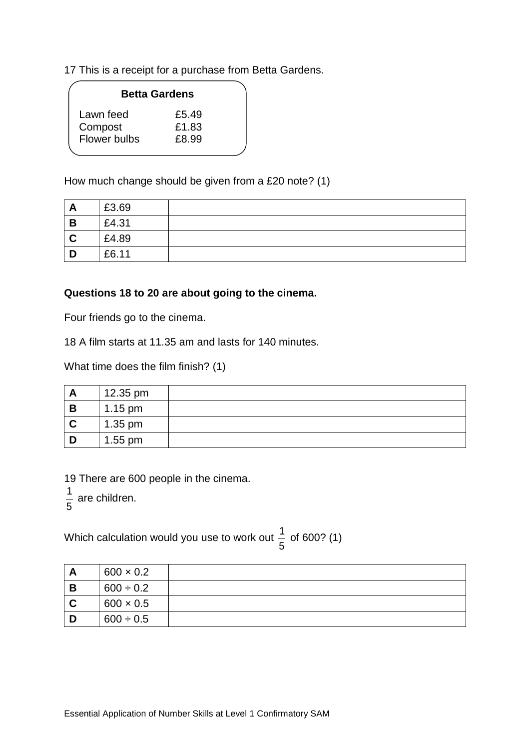17 This is a receipt for a purchase from Betta Gardens.

**Betta Gardens**

| | |
|---|---|
| Lawn feed | £5.49 |
| Compost | £1.83 |
| Flower bulbs | £8.99 |

How much change should be given from a £20 note? (1)

| | | |
|---|---|---|
| **A** | £3.69 | |
| **B** | £4.31 | |
| **C** | £4.89 | |
| **D** | £6.11 | |

**Questions 18 to 20 are about going to the cinema.**

Four friends go to the cinema.

18 A film starts at 11.35 am and lasts for 140 minutes.

What time does the film finish? (1)

| | | |
|---|---|---|
| **A** | 12.35 pm | |
| **B** | 1.15 pm | |
| **C** | 1.35 pm | |
| **D** | 1.55 pm | |

19 There are 600 people in the cinema.

$\frac{1}{5}$ are children.

Which calculation would you use to work out $\frac{1}{5}$ of 600? (1)

| | | |
|---|---|---|
| **A** | $600 \times 0.2$ | |
| **B** | $600 \div 0.2$ | |
| **C** | $600 \times 0.5$ | |
| **D** | $600 \div 0.5$ | |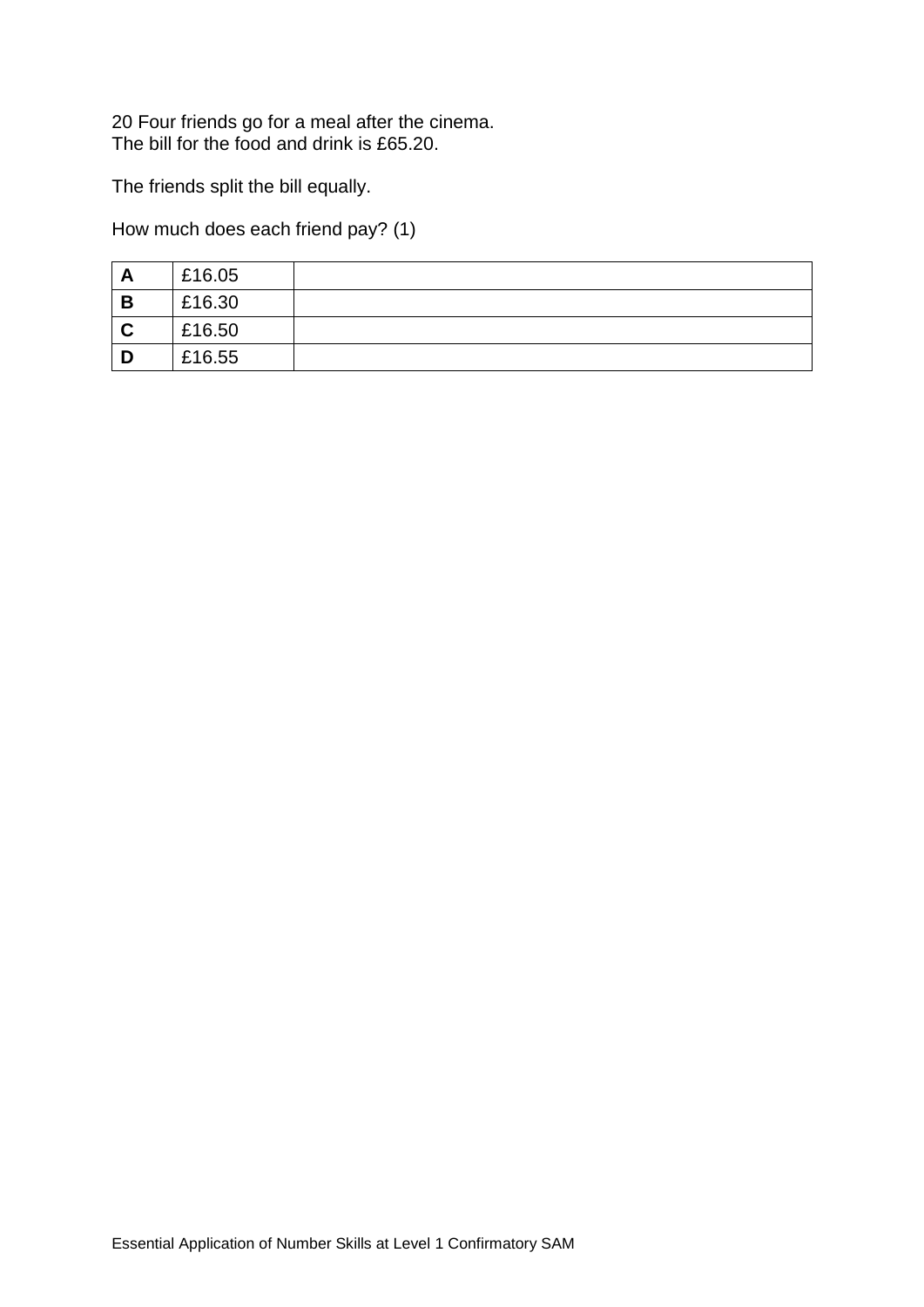20 Four friends go for a meal after the cinema.
The bill for the food and drink is £65.20.

The friends split the bill equally.

How much does each friend pay? (1)

| | | |
|---|---|---|
| **A** | £16.05 | |
| **B** | £16.30 | |
| **C** | £16.50 | |
| **D** | £16.55 | |